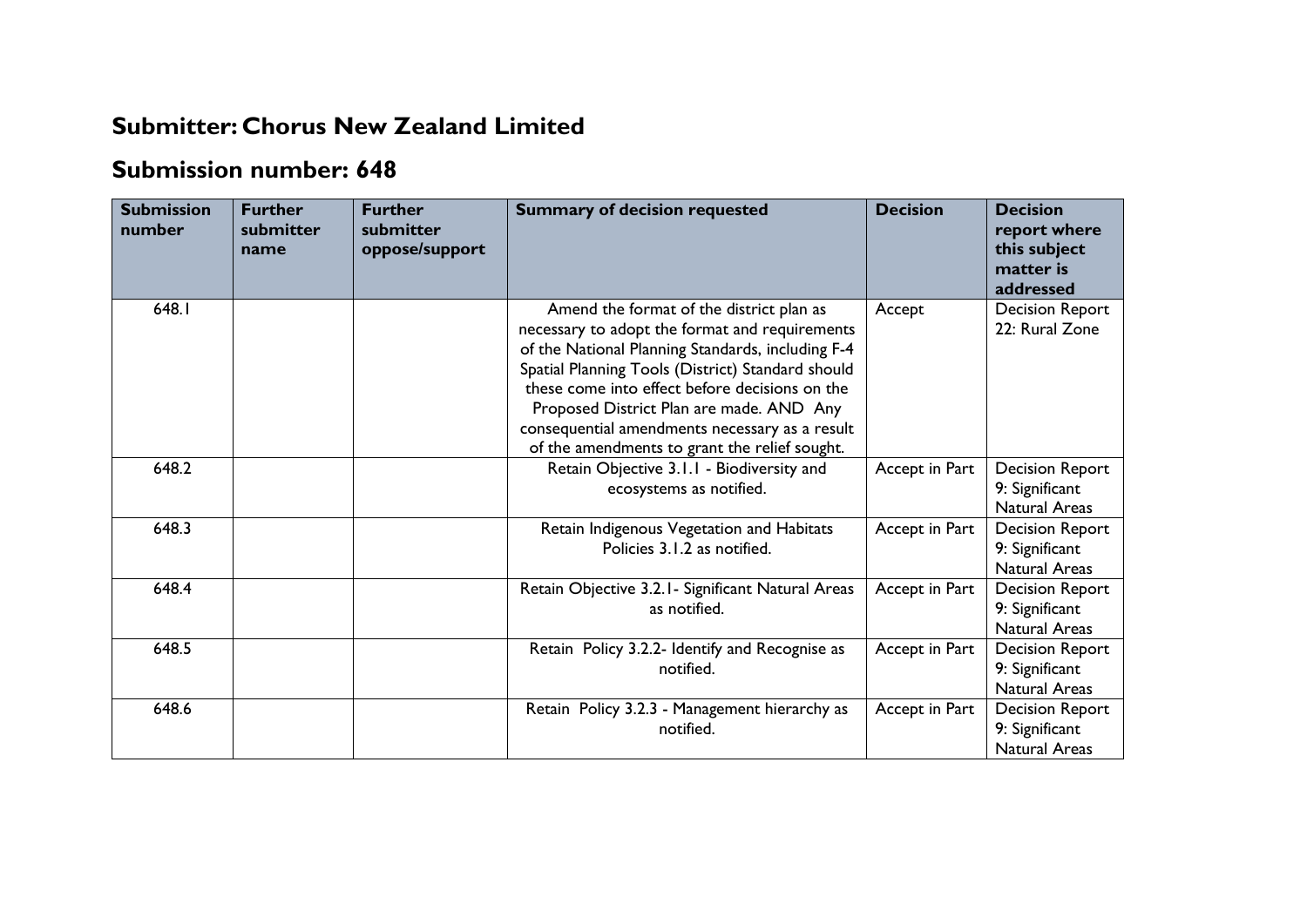## Submitter: Chorus New Zealand Limited

## Submission number: 648

| Submission number | Further submitter name | Further submitter oppose/support | Summary of decision requested | Decision | Decision report where this subject matter is addressed |
|---|---|---|---|---|---|
| 648.1 | | | Amend the format of the district plan as necessary to adopt the format and requirements of the National Planning Standards, including F-4 Spatial Planning Tools (District) Standard should these come into effect before decisions on the Proposed District Plan are made. AND Any consequential amendments necessary as a result of the amendments to grant the relief sought. | Accept | Decision Report 22: Rural Zone |
| 648.2 | | | Retain Objective 3.1.1 - Biodiversity and ecosystems as notified. | Accept in Part | Decision Report 9: Significant Natural Areas |
| 648.3 | | | Retain Indigenous Vegetation and Habitats Policies 3.1.2 as notified. | Accept in Part | Decision Report 9: Significant Natural Areas |
| 648.4 | | | Retain Objective 3.2.1- Significant Natural Areas as notified. | Accept in Part | Decision Report 9: Significant Natural Areas |
| 648.5 | | | Retain Policy 3.2.2- Identify and Recognise as notified. | Accept in Part | Decision Report 9: Significant Natural Areas |
| 648.6 | | | Retain Policy 3.2.3 - Management hierarchy as notified. | Accept in Part | Decision Report 9: Significant Natural Areas |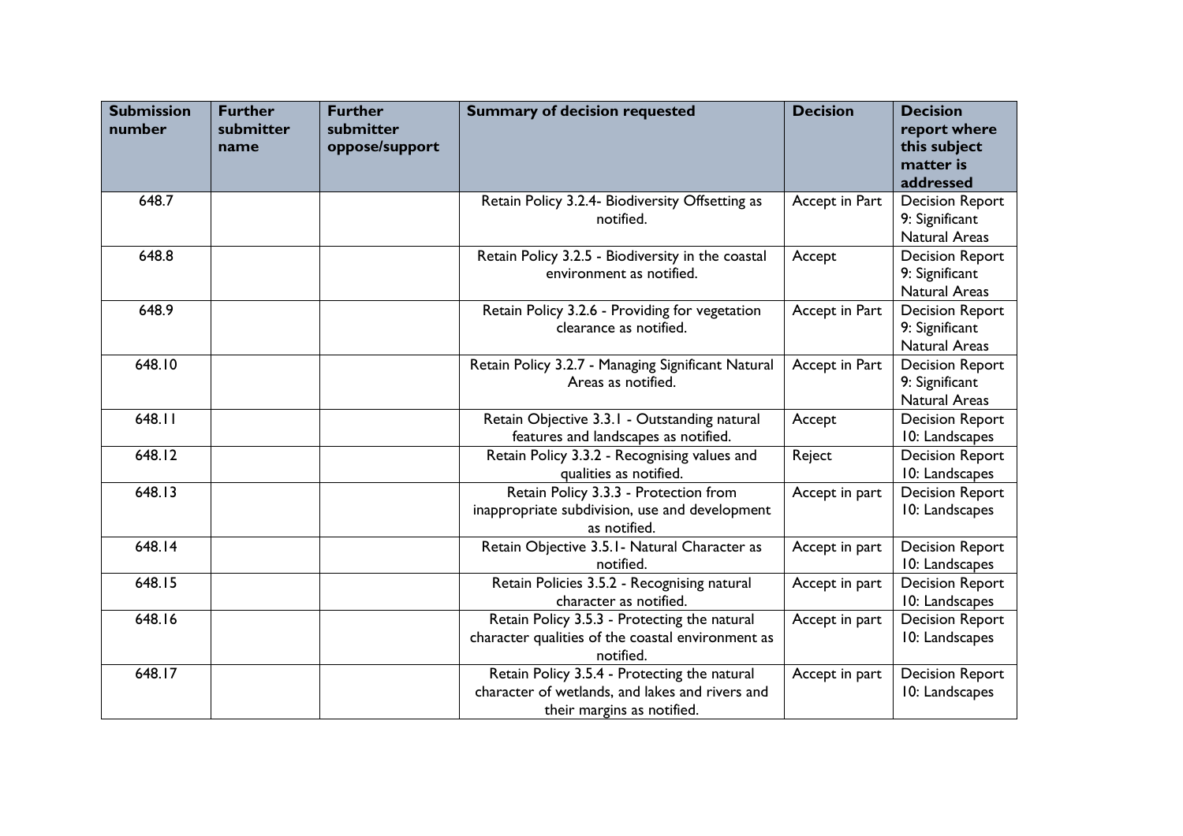| Submission number | Further submitter name | Further submitter oppose/support | Summary of decision requested | Decision | Decision report where this subject matter is addressed |
|---|---|---|---|---|---|
| 648.7 | | | Retain Policy 3.2.4- Biodiversity Offsetting as notified. | Accept in Part | Decision Report 9: Significant Natural Areas |
| 648.8 | | | Retain Policy 3.2.5 - Biodiversity in the coastal environment as notified. | Accept | Decision Report 9: Significant Natural Areas |
| 648.9 | | | Retain Policy 3.2.6 - Providing for vegetation clearance as notified. | Accept in Part | Decision Report 9: Significant Natural Areas |
| 648.10 | | | Retain Policy 3.2.7 - Managing Significant Natural Areas as notified. | Accept in Part | Decision Report 9: Significant Natural Areas |
| 648.11 | | | Retain Objective 3.3.1 - Outstanding natural features and landscapes as notified. | Accept | Decision Report 10: Landscapes |
| 648.12 | | | Retain Policy 3.3.2 - Recognising values and qualities as notified. | Reject | Decision Report 10: Landscapes |
| 648.13 | | | Retain Policy 3.3.3 - Protection from inappropriate subdivision, use and development as notified. | Accept in part | Decision Report 10: Landscapes |
| 648.14 | | | Retain Objective 3.5.1- Natural Character as notified. | Accept in part | Decision Report 10: Landscapes |
| 648.15 | | | Retain Policies 3.5.2 - Recognising natural character as notified. | Accept in part | Decision Report 10: Landscapes |
| 648.16 | | | Retain Policy 3.5.3 - Protecting the natural character qualities of the coastal environment as notified. | Accept in part | Decision Report 10: Landscapes |
| 648.17 | | | Retain Policy 3.5.4 - Protecting the natural character of wetlands, and lakes and rivers and their margins as notified. | Accept in part | Decision Report 10: Landscapes |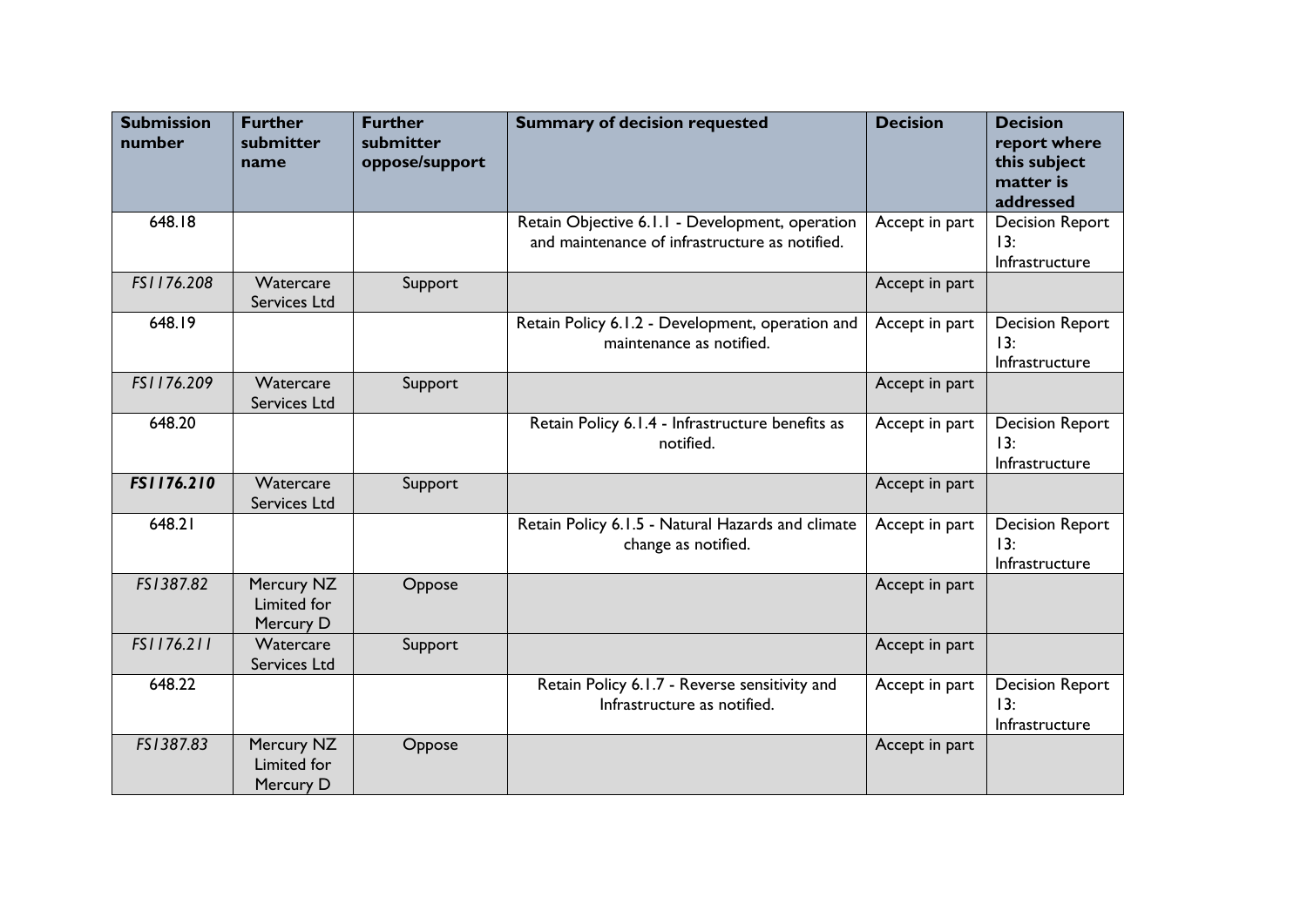| Submission number | Further submitter name | Further submitter oppose/support | Summary of decision requested | Decision | Decision report where this subject matter is addressed |
|---|---|---|---|---|---|
| 648.18 | | | Retain Objective 6.1.1 - Development, operation and maintenance of infrastructure as notified. | Accept in part | Decision Report 13: Infrastructure |
| *FS1176.208* | Watercare Services Ltd | Support | | Accept in part | |
| 648.19 | | | Retain Policy 6.1.2 - Development, operation and maintenance as notified. | Accept in part | Decision Report 13: Infrastructure |
| *FS1176.209* | Watercare Services Ltd | Support | | Accept in part | |
| 648.20 | | | Retain Policy 6.1.4 - Infrastructure benefits as notified. | Accept in part | Decision Report 13: Infrastructure |
| ***FS1176.210*** | Watercare Services Ltd | Support | | Accept in part | |
| 648.21 | | | Retain Policy 6.1.5 - Natural Hazards and climate change as notified. | Accept in part | Decision Report 13: Infrastructure |
| *FS1387.82* | Mercury NZ Limited for Mercury D | Oppose | | Accept in part | |
| *FS1176.211* | Watercare Services Ltd | Support | | Accept in part | |
| 648.22 | | | Retain Policy 6.1.7 - Reverse sensitivity and Infrastructure as notified. | Accept in part | Decision Report 13: Infrastructure |
| *FS1387.83* | Mercury NZ Limited for Mercury D | Oppose | | Accept in part | |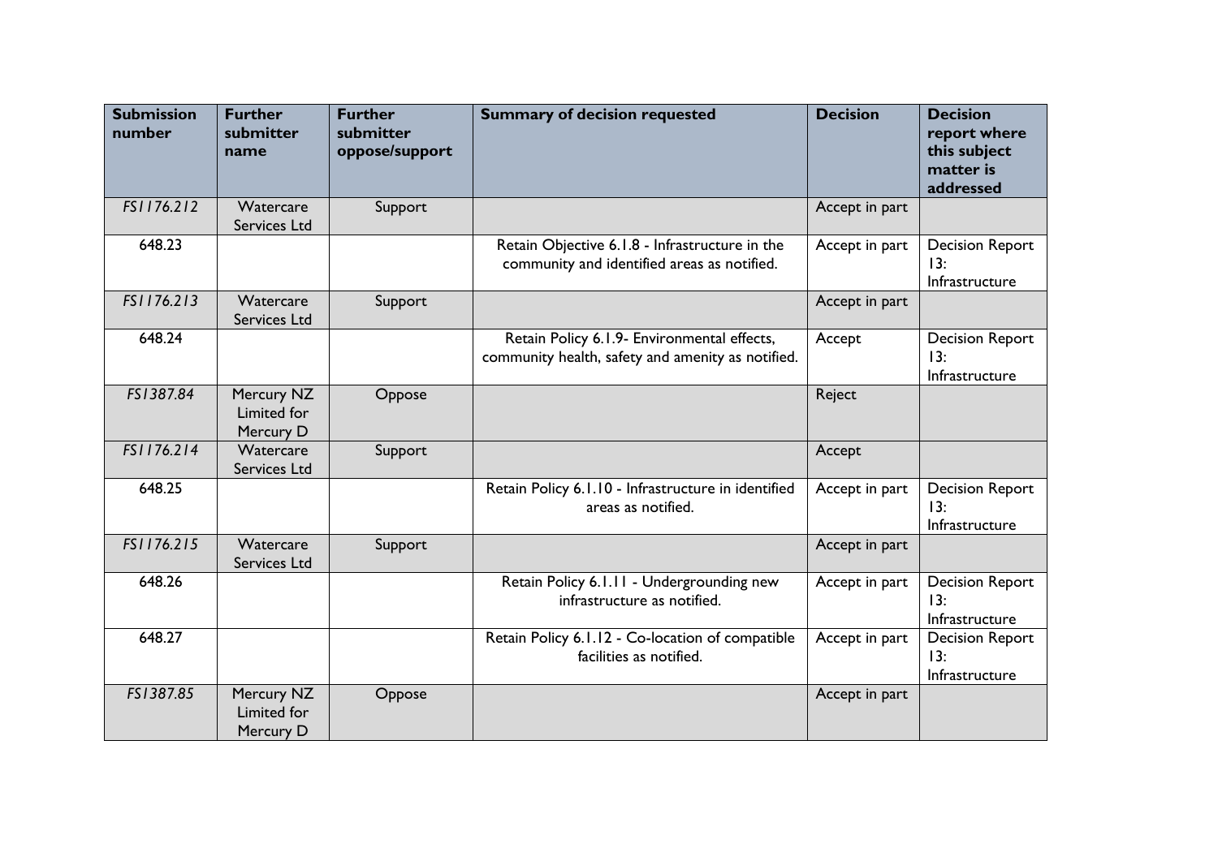| Submission number | Further submitter name | Further submitter oppose/support | Summary of decision requested | Decision | Decision report where this subject matter is addressed |
|---|---|---|---|---|---|
| *FS1176.212* | Watercare Services Ltd | Support | | Accept in part | |
| 648.23 | | | Retain Objective 6.1.8 - Infrastructure in the community and identified areas as notified. | Accept in part | Decision Report 13: Infrastructure |
| *FS1176.213* | Watercare Services Ltd | Support | | Accept in part | |
| 648.24 | | | Retain Policy 6.1.9- Environmental effects, community health, safety and amenity as notified. | Accept | Decision Report 13: Infrastructure |
| *FS1387.84* | Mercury NZ Limited for Mercury D | Oppose | | Reject | |
| *FS1176.214* | Watercare Services Ltd | Support | | Accept | |
| 648.25 | | | Retain Policy 6.1.10 - Infrastructure in identified areas as notified. | Accept in part | Decision Report 13: Infrastructure |
| *FS1176.215* | Watercare Services Ltd | Support | | Accept in part | |
| 648.26 | | | Retain Policy 6.1.11 - Undergrounding new infrastructure as notified. | Accept in part | Decision Report 13: Infrastructure |
| 648.27 | | | Retain Policy 6.1.12 - Co-location of compatible facilities as notified. | Accept in part | Decision Report 13: Infrastructure |
| *FS1387.85* | Mercury NZ Limited for Mercury D | Oppose | | Accept in part | |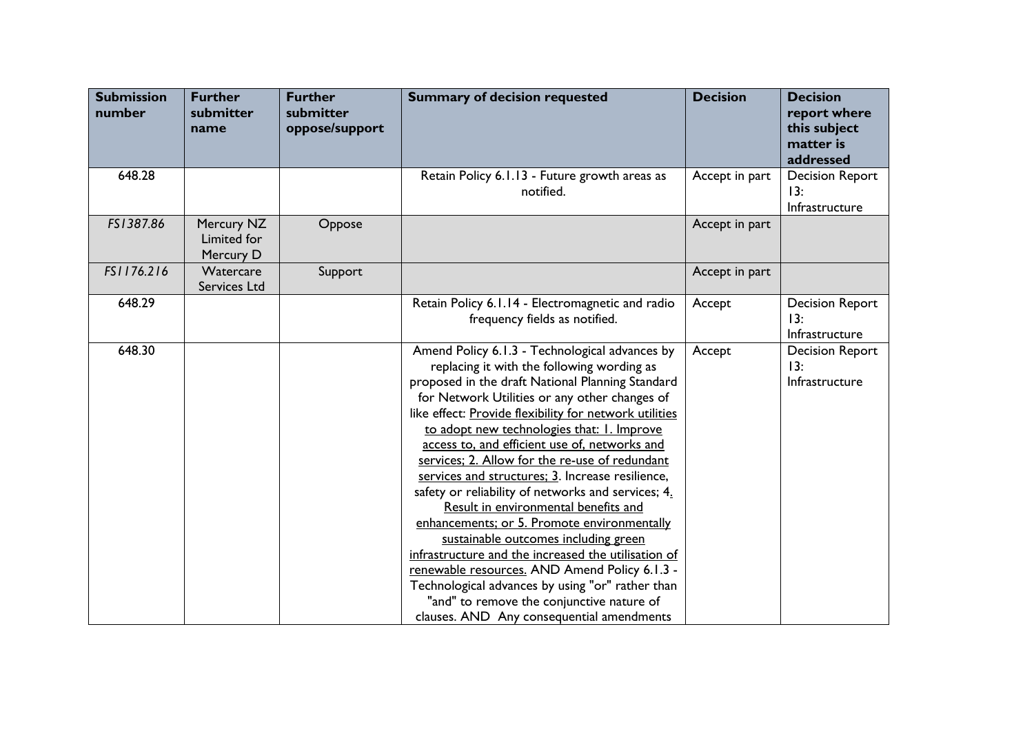| Submission number | Further submitter name | Further submitter oppose/support | Summary of decision requested | Decision | Decision report where this subject matter is addressed |
|---|---|---|---|---|---|
| 648.28 | | | Retain Policy 6.1.13 - Future growth areas as notified. | Accept in part | Decision Report 13: Infrastructure |
| *FS1387.86* | Mercury NZ Limited for Mercury D | Oppose | | Accept in part | |
| *FS1176.216* | Watercare Services Ltd | Support | | Accept in part | |
| 648.29 | | | Retain Policy 6.1.14 - Electromagnetic and radio frequency fields as notified. | Accept | Decision Report 13: Infrastructure |
| 648.30 | | | Amend Policy 6.1.3 - Technological advances by replacing it with the following wording as proposed in the draft National Planning Standard for Network Utilities or any other changes of like effect: <u>Provide flexibility for network utilities to adopt new technologies that: 1. Improve access to, and efficient use of, networks and services; 2. Allow for the re-use of redundant services and structures; 3</u>. Increase resilience, safety or reliability of networks and services; 4<u>. Result in environmental benefits and enhancements; or 5. Promote environmentally sustainable outcomes including green infrastructure and the increased the utilisation of renewable resources.</u> AND Amend Policy 6.1.3 - Technological advances by using "or" rather than "and" to remove the conjunctive nature of clauses. AND Any consequential amendments | Accept | Decision Report 13: Infrastructure |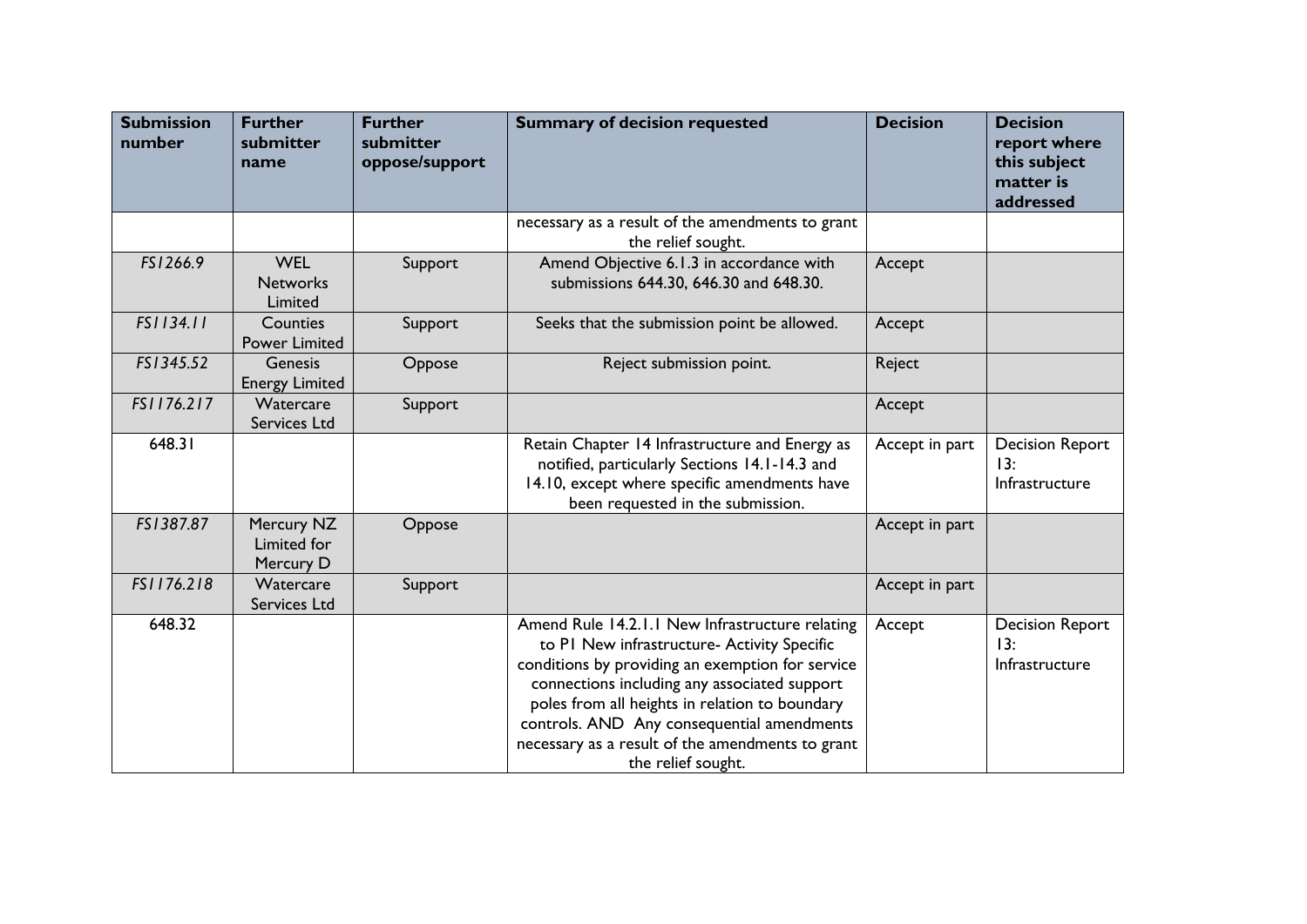| Submission number | Further submitter name | Further submitter oppose/support | Summary of decision requested | Decision | Decision report where this subject matter is addressed |
|---|---|---|---|---|---|
| | | | necessary as a result of the amendments to grant the relief sought. | | |
| FS1266.9 | WEL Networks Limited | Support | Amend Objective 6.1.3 in accordance with submissions 644.30, 646.30 and 648.30. | Accept | |
| FS1134.11 | Counties Power Limited | Support | Seeks that the submission point be allowed. | Accept | |
| FS1345.52 | Genesis Energy Limited | Oppose | Reject submission point. | Reject | |
| FS1176.217 | Watercare Services Ltd | Support | | Accept | |
| 648.31 | | | Retain Chapter 14 Infrastructure and Energy as notified, particularly Sections 14.1-14.3 and 14.10, except where specific amendments have been requested in the submission. | Accept in part | Decision Report 13: Infrastructure |
| FS1387.87 | Mercury NZ Limited for Mercury D | Oppose | | Accept in part | |
| FS1176.218 | Watercare Services Ltd | Support | | Accept in part | |
| 648.32 | | | Amend Rule 14.2.1.1 New Infrastructure relating to P1 New infrastructure- Activity Specific conditions by providing an exemption for service connections including any associated support poles from all heights in relation to boundary controls. AND Any consequential amendments necessary as a result of the amendments to grant the relief sought. | Accept | Decision Report 13: Infrastructure |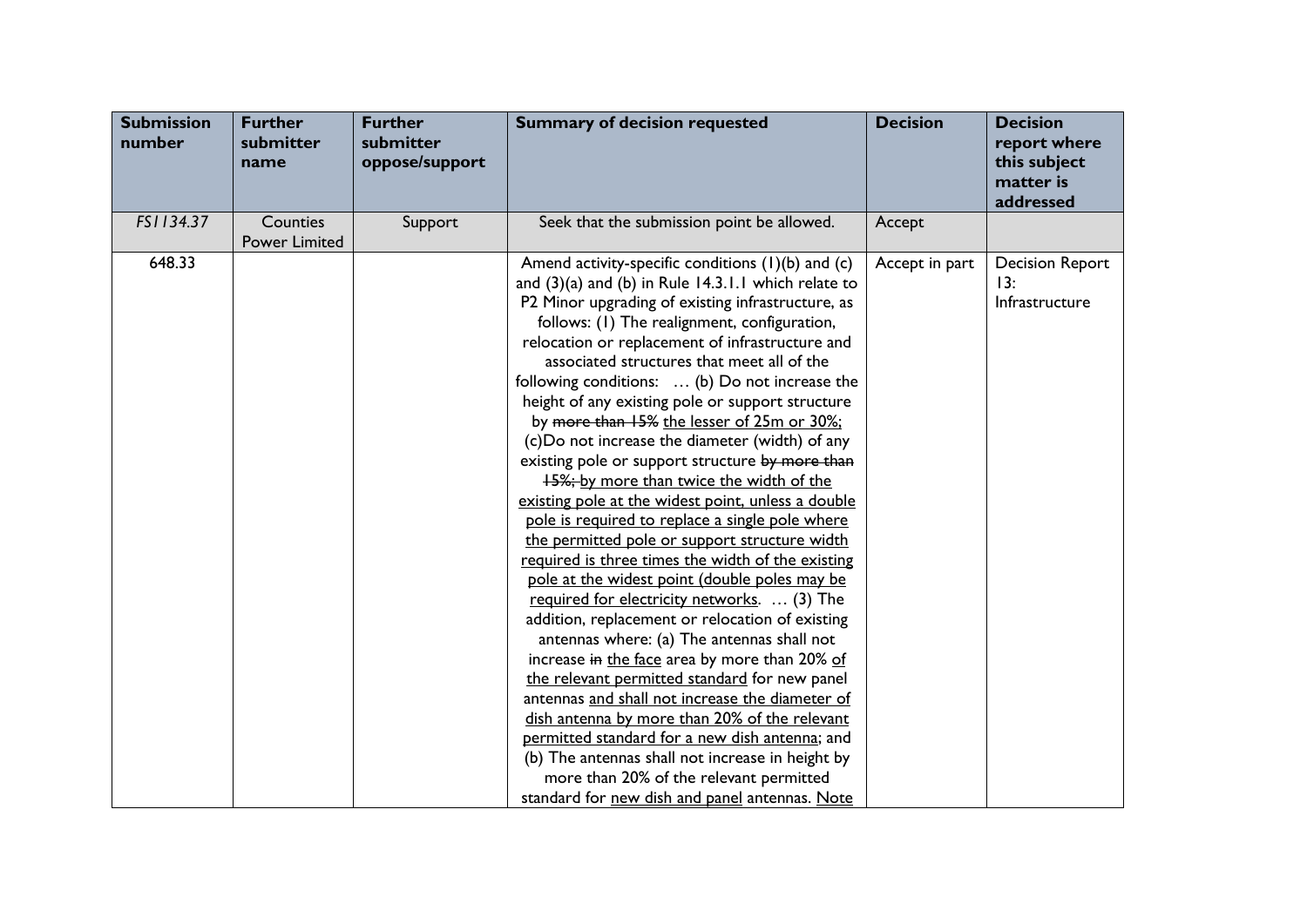| Submission number | Further submitter name | Further submitter oppose/support | Summary of decision requested | Decision | Decision report where this subject matter is addressed |
| --- | --- | --- | --- | --- | --- |
| *FS1134.37* | Counties Power Limited | Support | Seek that the submission point be allowed. | Accept | |
| 648.33 | | | Amend activity-specific conditions (1)(b) and (c) and (3)(a) and (b) in Rule 14.3.1.1 which relate to P2 Minor upgrading of existing infrastructure, as follows: (1) The realignment, configuration, relocation or replacement of infrastructure and associated structures that meet all of the following conditions: … (b) Do not increase the height of any existing pole or support structure by ~~more than 15%~~ <u>the lesser of 25m or 30%;</u> (c)Do not increase the diameter (width) of any existing pole or support structure ~~by more than 15%;~~ <u>by more than twice the width of the existing pole at the widest point, unless a double pole is required to replace a single pole where the permitted pole or support structure width required is three times the width of the existing pole at the widest point (double poles may be required for electricity networks</u>. … (3) The addition, replacement or relocation of existing antennas where: (a) The antennas shall not increase ~~in~~ <u>the face</u> area by more than 20% <u>of the relevant permitted standard</u> for new panel antennas <u>and shall not increase the diameter of dish antenna by more than 20% of the relevant permitted standard for a new dish antenna</u>; and (b) The antennas shall not increase in height by more than 20% of the relevant permitted standard for <u>new dish and panel</u> antennas. <u>Note</u> | Accept in part | Decision Report 13: Infrastructure |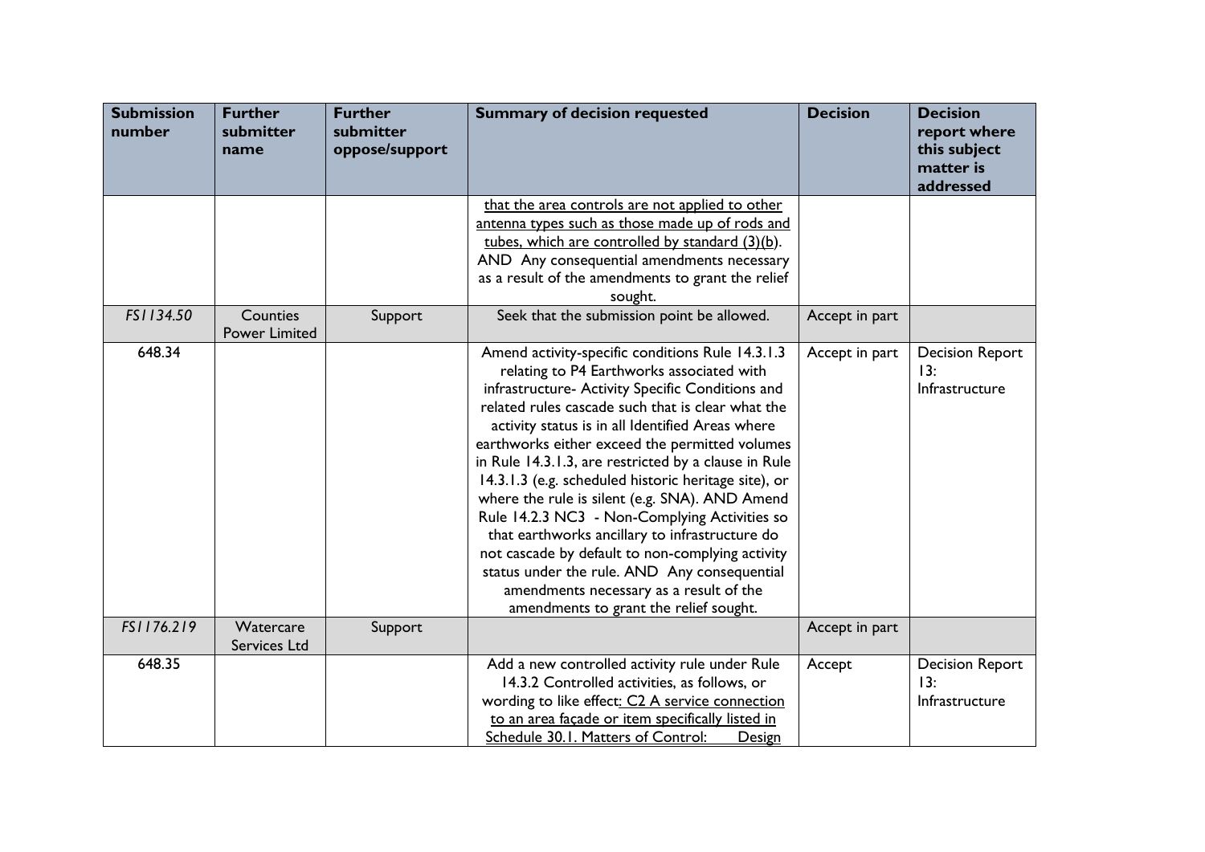| Submission number | Further submitter name | Further submitter oppose/support | Summary of decision requested | Decision | Decision report where this subject matter is addressed |
|---|---|---|---|---|---|
| | | | <u>that the area controls are not applied to other antenna types such as those made up of rods and tubes, which are controlled by standard (3)(b).</u> AND Any consequential amendments necessary as a result of the amendments to grant the relief sought. | | |
| *FS1134.50* | Counties Power Limited | Support | Seek that the submission point be allowed. | Accept in part | |
| 648.34 | | | Amend activity-specific conditions Rule 14.3.1.3 relating to P4 Earthworks associated with infrastructure- Activity Specific Conditions and related rules cascade such that is clear what the activity status is in all Identified Areas where earthworks either exceed the permitted volumes in Rule 14.3.1.3, are restricted by a clause in Rule 14.3.1.3 (e.g. scheduled historic heritage site), or where the rule is silent (e.g. SNA). AND Amend Rule 14.2.3 NC3 - Non-Complying Activities so that earthworks ancillary to infrastructure do not cascade by default to non-complying activity status under the rule. AND Any consequential amendments necessary as a result of the amendments to grant the relief sought. | Accept in part | Decision Report 13: Infrastructure |
| *FS1176.219* | Watercare Services Ltd | Support | | Accept in part | |
| 648.35 | | | Add a new controlled activity rule under Rule 14.3.2 Controlled activities, as follows, or wording to like effect<u>: C2 A service connection to an area façade or item specifically listed in Schedule 30.1. Matters of Control: Design</u> | Accept | Decision Report 13: Infrastructure |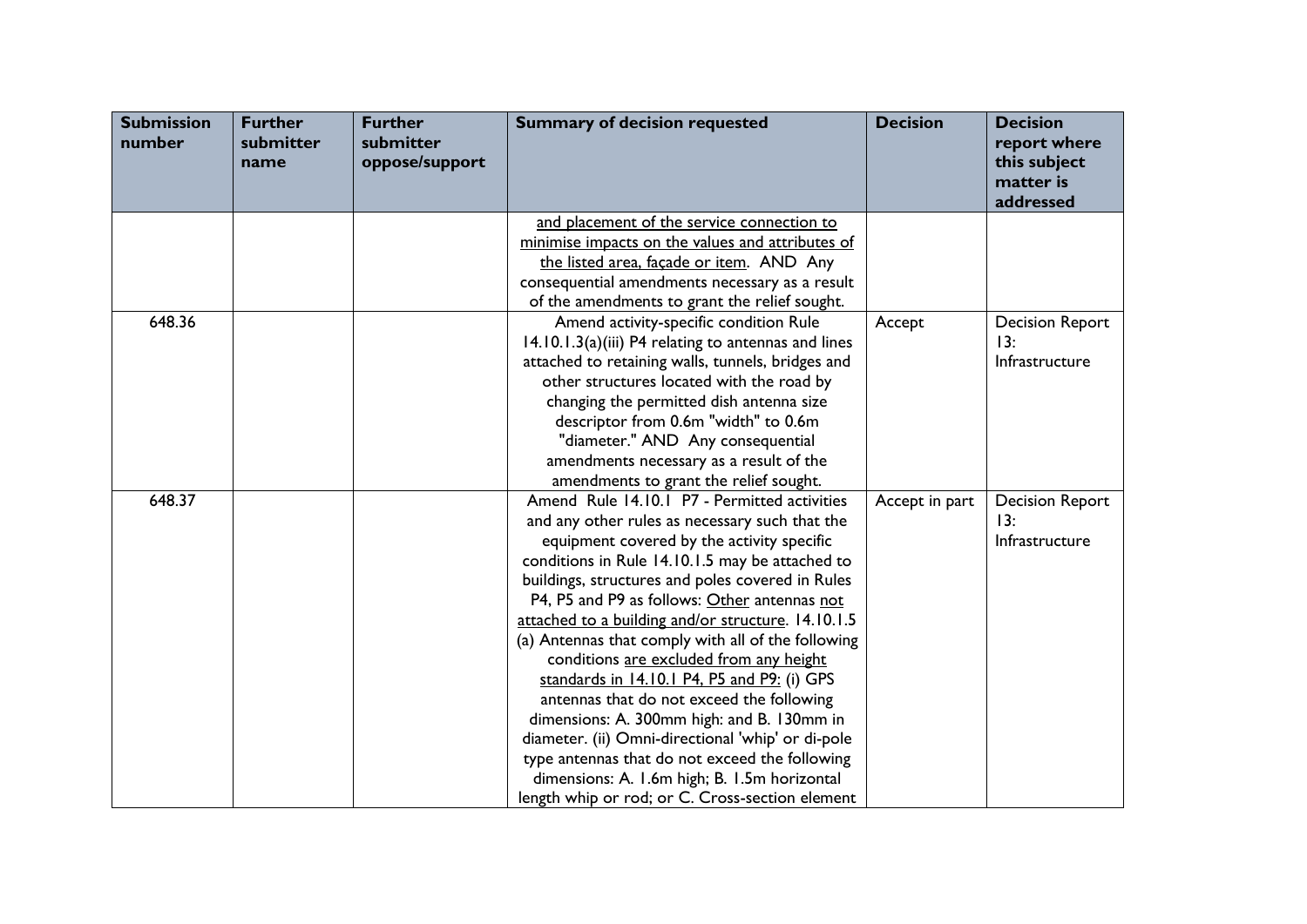| Submission number | Further submitter name | Further submitter oppose/support | Summary of decision requested | Decision | Decision report where this subject matter is addressed |
|---|---|---|---|---|---|
| | | | <u>and placement of the service connection to minimise impacts on the values and attributes of the listed area, façade or item</u>. AND Any consequential amendments necessary as a result of the amendments to grant the relief sought. | | |
| 648.36 | | | Amend activity-specific condition Rule 14.10.1.3(a)(iii) P4 relating to antennas and lines attached to retaining walls, tunnels, bridges and other structures located with the road by changing the permitted dish antenna size descriptor from 0.6m "width" to 0.6m "diameter." AND Any consequential amendments necessary as a result of the amendments to grant the relief sought. | Accept | Decision Report 13: Infrastructure |
| 648.37 | | | Amend Rule 14.10.1 P7 - Permitted activities and any other rules as necessary such that the equipment covered by the activity specific conditions in Rule 14.10.1.5 may be attached to buildings, structures and poles covered in Rules P4, P5 and P9 as follows: <u>Other</u> antennas <u>not attached to a building and/or structure</u>. 14.10.1.5 (a) Antennas that comply with all of the following conditions <u>are excluded from any height standards in 14.10.1 P4, P5 and P9:</u> (i) GPS antennas that do not exceed the following dimensions: A. 300mm high: and B. 130mm in diameter. (ii) Omni-directional 'whip' or di-pole type antennas that do not exceed the following dimensions: A. 1.6m high; B. 1.5m horizontal length whip or rod; or C. Cross-section element | Accept in part | Decision Report 13: Infrastructure |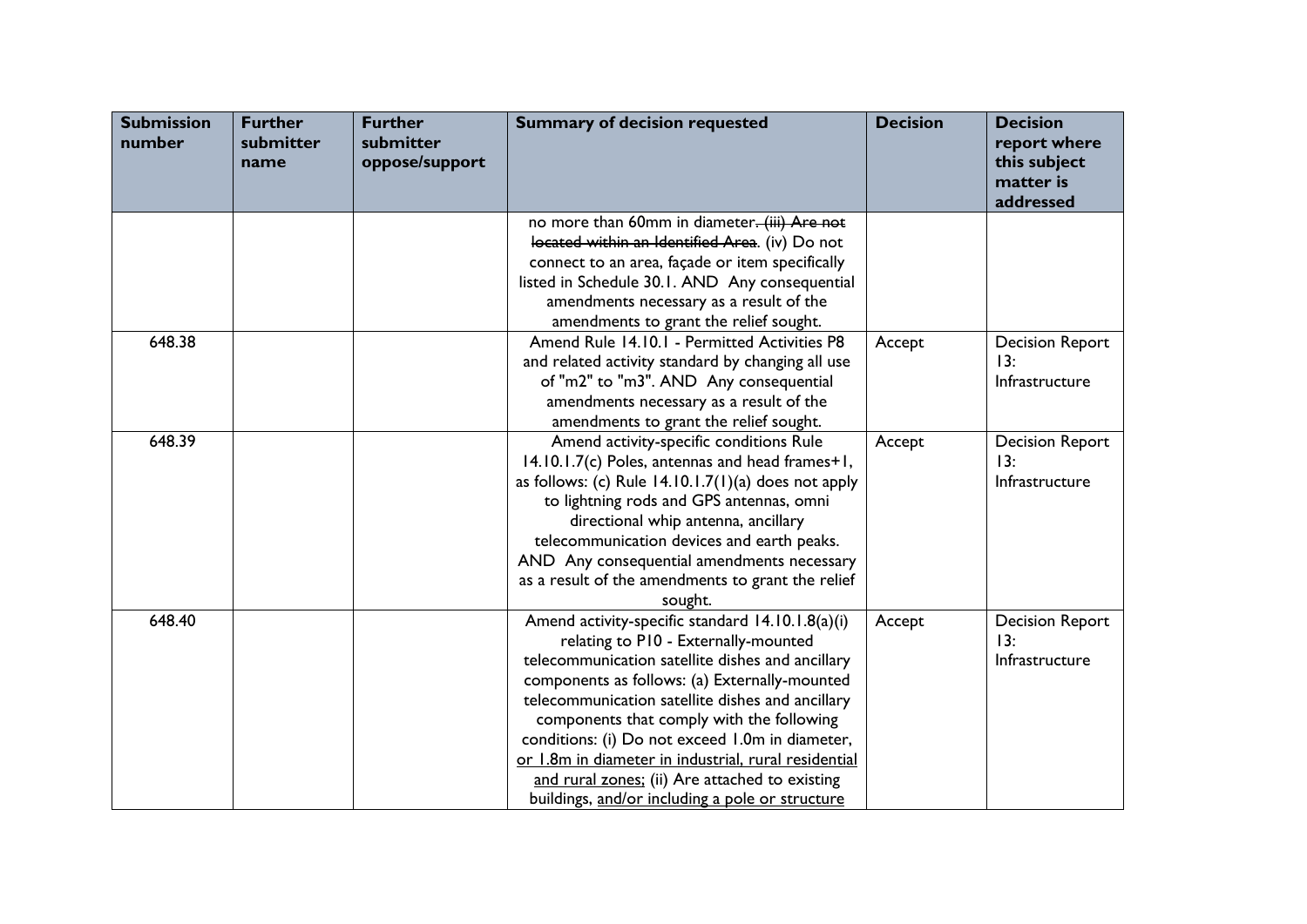| Submission number | Further submitter name | Further submitter oppose/support | Summary of decision requested | Decision | Decision report where this subject matter is addressed |
|---|---|---|---|---|---|
| | | | no more than 60mm in diameter~~. (iii) Are not located within an Identified Area~~. (iv) Do not connect to an area, façade or item specifically listed in Schedule 30.1. AND Any consequential amendments necessary as a result of the amendments to grant the relief sought. | | |
| 648.38 | | | Amend Rule 14.10.1 - Permitted Activities P8 and related activity standard by changing all use of "m2" to "m3". AND Any consequential amendments necessary as a result of the amendments to grant the relief sought. | Accept | Decision Report 13: Infrastructure |
| 648.39 | | | Amend activity-specific conditions Rule 14.10.1.7(c) Poles, antennas and head frames+1, as follows: (c) Rule 14.10.1.7(1)(a) does not apply to lightning rods and GPS antennas, omni directional whip antenna, ancillary telecommunication devices and earth peaks. AND Any consequential amendments necessary as a result of the amendments to grant the relief sought. | Accept | Decision Report 13: Infrastructure |
| 648.40 | | | Amend activity-specific standard 14.10.1.8(a)(i) relating to P10 - Externally-mounted telecommunication satellite dishes and ancillary components as follows: (a) Externally-mounted telecommunication satellite dishes and ancillary components that comply with the following conditions: (i) Do not exceed 1.0m in diameter, <u>or 1.8m in diameter in industrial, rural residential and rural zones;</u> (ii) Are attached to existing buildings, <u>and/or including a pole or structure</u> | Accept | Decision Report 13: Infrastructure |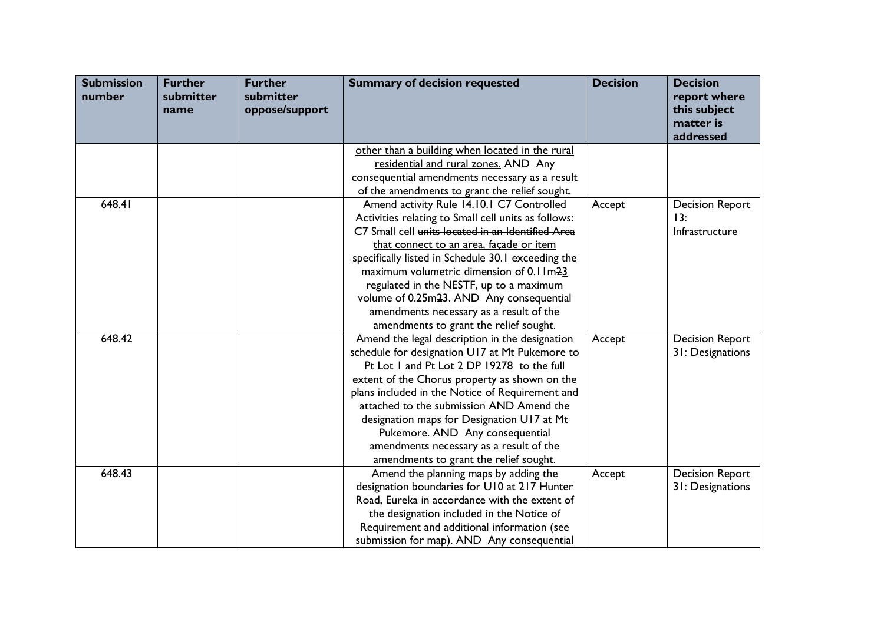| Submission number | Further submitter name | Further submitter oppose/support | Summary of decision requested | Decision | Decision report where this subject matter is addressed |
|---|---|---|---|---|---|
| | | | other than a building when located in the rural residential and rural zones. AND Any consequential amendments necessary as a result of the amendments to grant the relief sought. | | |
| 648.41 | | | Amend activity Rule 14.10.1 C7 Controlled Activities relating to Small cell units as follows: C7 Small cell ~~units located in an Identified Area~~ that connect to an area, façade or item specifically listed in Schedule 30.1 exceeding the maximum volumetric dimension of 0.11m~~2~~3 regulated in the NESTF, up to a maximum volume of 0.25m~~2~~3. AND Any consequential amendments necessary as a result of the amendments to grant the relief sought. | Accept | Decision Report 13: Infrastructure |
| 648.42 | | | Amend the legal description in the designation schedule for designation U17 at Mt Pukemore to Pt Lot 1 and Pt Lot 2 DP 19278 to the full extent of the Chorus property as shown on the plans included in the Notice of Requirement and attached to the submission AND Amend the designation maps for Designation U17 at Mt Pukemore. AND Any consequential amendments necessary as a result of the amendments to grant the relief sought. | Accept | Decision Report 31: Designations |
| 648.43 | | | Amend the planning maps by adding the designation boundaries for U10 at 217 Hunter Road, Eureka in accordance with the extent of the designation included in the Notice of Requirement and additional information (see submission for map). AND Any consequential | Accept | Decision Report 31: Designations |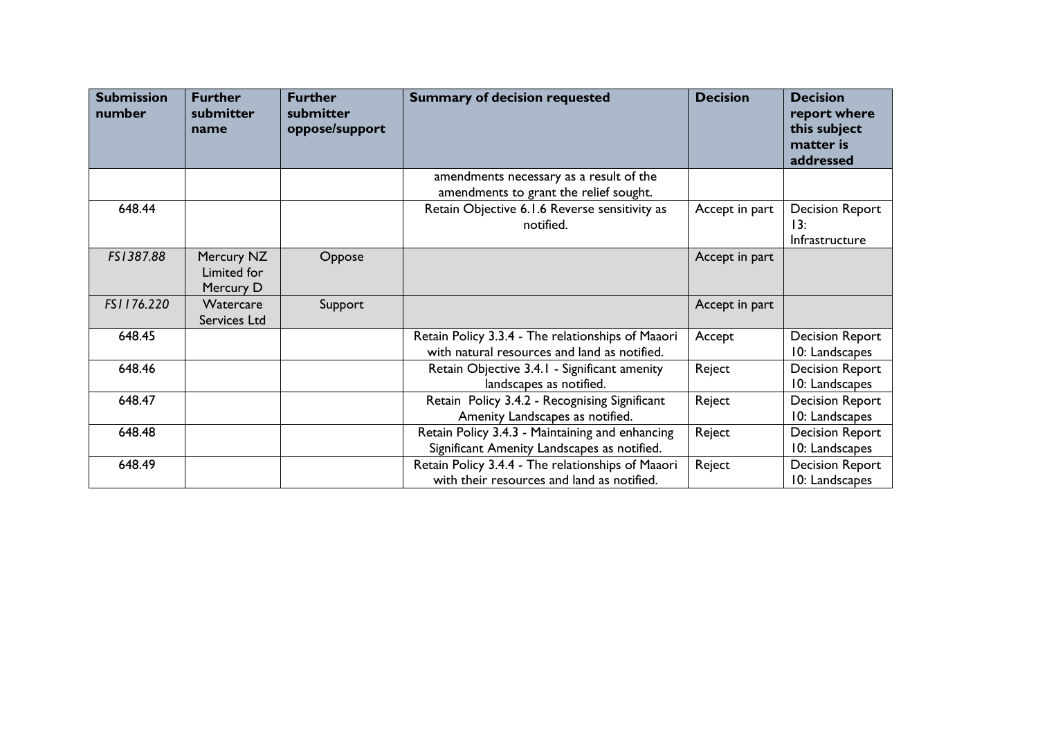| Submission number | Further submitter name | Further submitter oppose/support | Summary of decision requested | Decision | Decision report where this subject matter is addressed |
|---|---|---|---|---|---|
| | | | amendments necessary as a result of the amendments to grant the relief sought. | | |
| 648.44 | | | Retain Objective 6.1.6 Reverse sensitivity as notified. | Accept in part | Decision Report 13: Infrastructure |
| *FS1387.88* | Mercury NZ Limited for Mercury D | Oppose | | Accept in part | |
| *FS1176.220* | Watercare Services Ltd | Support | | Accept in part | |
| 648.45 | | | Retain Policy 3.3.4 - The relationships of Maaori with natural resources and land as notified. | Accept | Decision Report 10: Landscapes |
| 648.46 | | | Retain Objective 3.4.1 - Significant amenity landscapes as notified. | Reject | Decision Report 10: Landscapes |
| 648.47 | | | Retain Policy 3.4.2 - Recognising Significant Amenity Landscapes as notified. | Reject | Decision Report 10: Landscapes |
| 648.48 | | | Retain Policy 3.4.3 - Maintaining and enhancing Significant Amenity Landscapes as notified. | Reject | Decision Report 10: Landscapes |
| 648.49 | | | Retain Policy 3.4.4 - The relationships of Maaori with their resources and land as notified. | Reject | Decision Report 10: Landscapes |